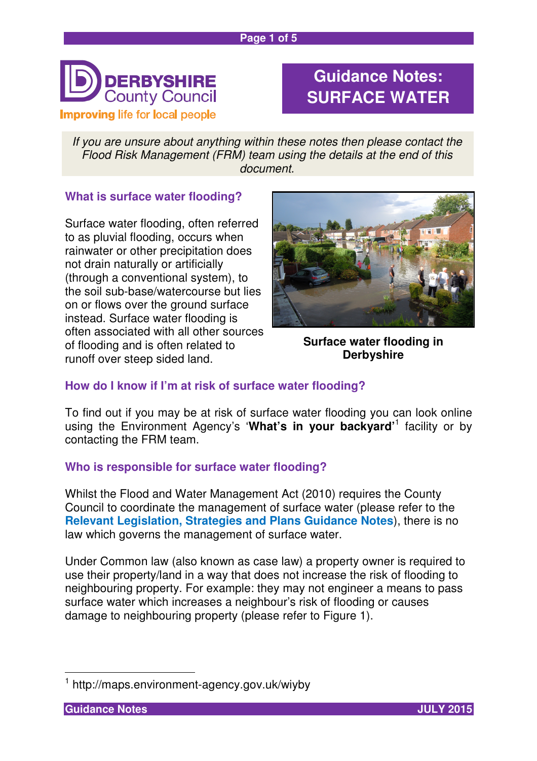# Guidance Notes: SURFACE WATER

*If you are unsure about anything within these notes then please contact the Flood Risk Management (FRM) team using the details at the end of this document.*

## What is surface water flooding?

Surface water flooding, often referred to as pluvial flooding, occurs when rainwater or other precipitation does not drain naturally or artificially (through a conventional system), to the soil sub-base/watercourse but lies on or flows over the ground surface instead. Surface water flooding is often associated with all other sources of flooding and is often related to runoff over steep sided land.

**Surface water flooding in Derbyshire**

## How do I know if I'm at risk of surface water flooding?

To find out if you may be at risk of surface water flooding you can look online using the Environment Agency's '**What's in your backyard'**[1] facility or by contacting the FRM team.

## Who is responsible for surface water flooding?

Whilst the Flood and Water Management Act (2010) requires the County Council to coordinate the management of surface water (please refer to the **Relevant Legislation, Strategies and Plans Guidance Notes**), there is no law which governs the management of surface water.

Under Common law (also known as case law) a property owner is required to use their property/land in a way that does not increase the risk of flooding to neighbouring property. For example: they may not engineer a means to pass surface water which increases a neighbour's risk of flooding or causes damage to neighbouring property (please refer to Figure 1).

[1] http://maps.environment-agency.gov.uk/wiyby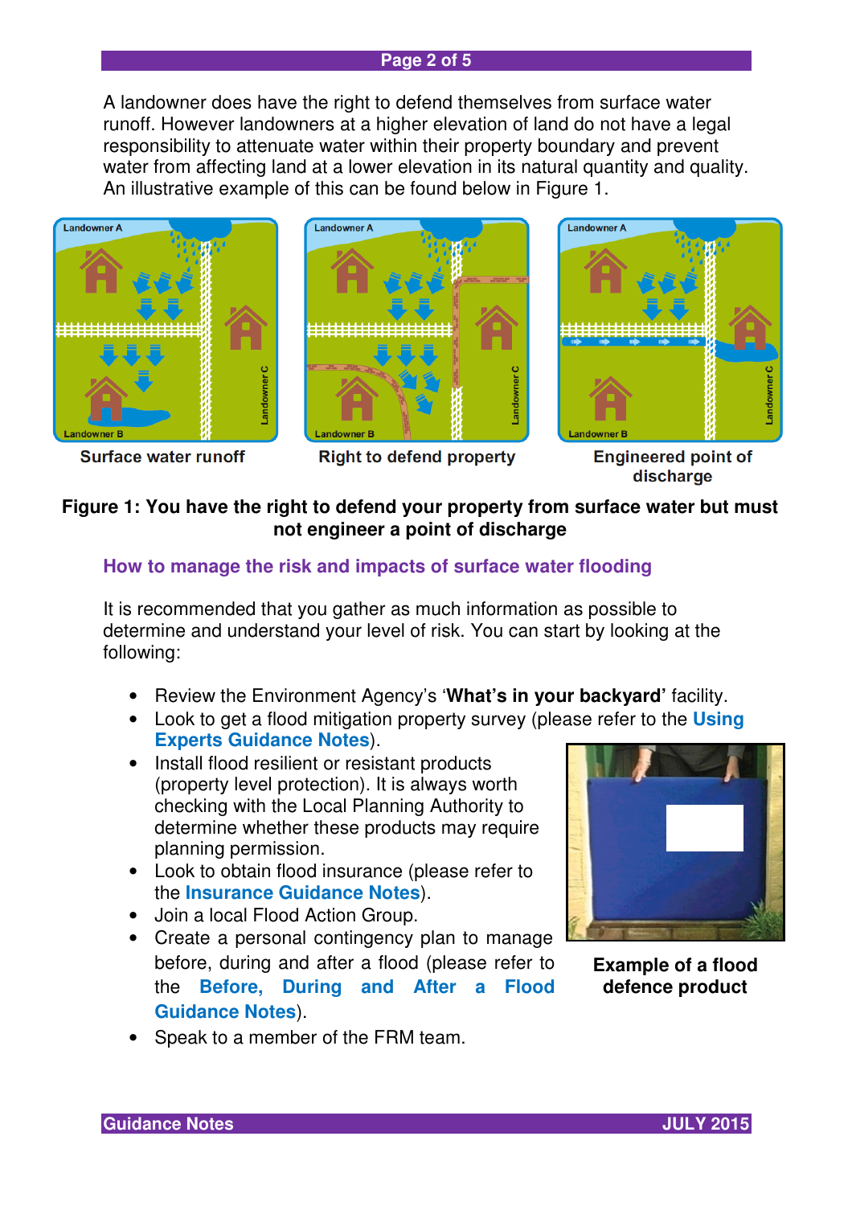A landowner does have the right to defend themselves from surface water runoff. However landowners at a higher elevation of land do not have a legal responsibility to attenuate water within their property boundary and prevent water from affecting land at a lower elevation in its natural quantity and quality. An illustrative example of this can be found below in Figure 1.

Surface water runoff

Right to defend property

Engineered point of discharge

**Figure 1: You have the right to defend your property from surface water but must not engineer a point of discharge**

## How to manage the risk and impacts of surface water flooding

It is recommended that you gather as much information as possible to determine and understand your level of risk. You can start by looking at the following:

- Review the Environment Agency's '**What's in your backyard'** facility.
- Look to get a flood mitigation property survey (please refer to the **Using Experts Guidance Notes**).
- Install flood resilient or resistant products (property level protection). It is always worth checking with the Local Planning Authority to determine whether these products may require planning permission.
- Look to obtain flood insurance (please refer to the **Insurance Guidance Notes**).
- Join a local Flood Action Group.
- Create a personal contingency plan to manage before, during and after a flood (please refer to the **Before, During and After a Flood Guidance Notes**).
- Speak to a member of the FRM team.

**Example of a flood defence product**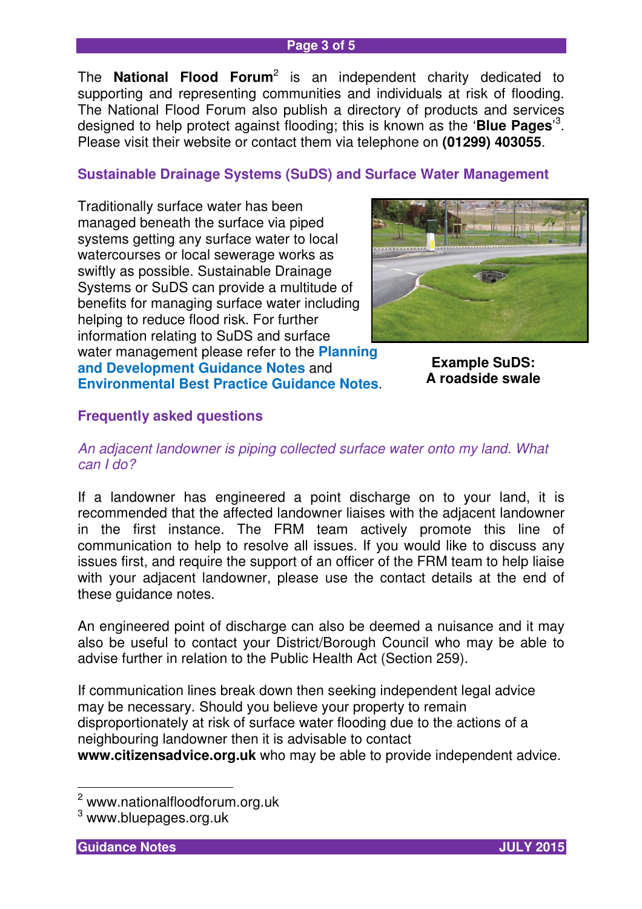The **National Flood Forum**[2] is an independent charity dedicated to supporting and representing communities and individuals at risk of flooding. The National Flood Forum also publish a directory of products and services designed to help protect against flooding; this is known as the '**Blue Pages**'[3]. Please visit their website or contact them via telephone on **(01299) 403055**.

## Sustainable Drainage Systems (SuDS) and Surface Water Management

Traditionally surface water has been managed beneath the surface via piped systems getting any surface water to local watercourses or local sewerage works as swiftly as possible. Sustainable Drainage Systems or SuDS can provide a multitude of benefits for managing surface water including helping to reduce flood risk. For further information relating to SuDS and surface water management please refer to the **Planning and Development Guidance Notes** and **Environmental Best Practice Guidance Notes**.

**Example SuDS: A roadside swale**

## Frequently asked questions

*An adjacent landowner is piping collected surface water onto my land. What can I do?*

If a landowner has engineered a point discharge on to your land, it is recommended that the affected landowner liaises with the adjacent landowner in the first instance. The FRM team actively promote this line of communication to help to resolve all issues. If you would like to discuss any issues first, and require the support of an officer of the FRM team to help liaise with your adjacent landowner, please use the contact details at the end of these guidance notes.

An engineered point of discharge can also be deemed a nuisance and it may also be useful to contact your District/Borough Council who may be able to advise further in relation to the Public Health Act (Section 259).

If communication lines break down then seeking independent legal advice may be necessary. Should you believe your property to remain disproportionately at risk of surface water flooding due to the actions of a neighbouring landowner then it is advisable to contact **www.citizensadvice.org.uk** who may be able to provide independent advice.

---

[2] www.nationalfloodforum.org.uk

[3] www.bluepages.org.uk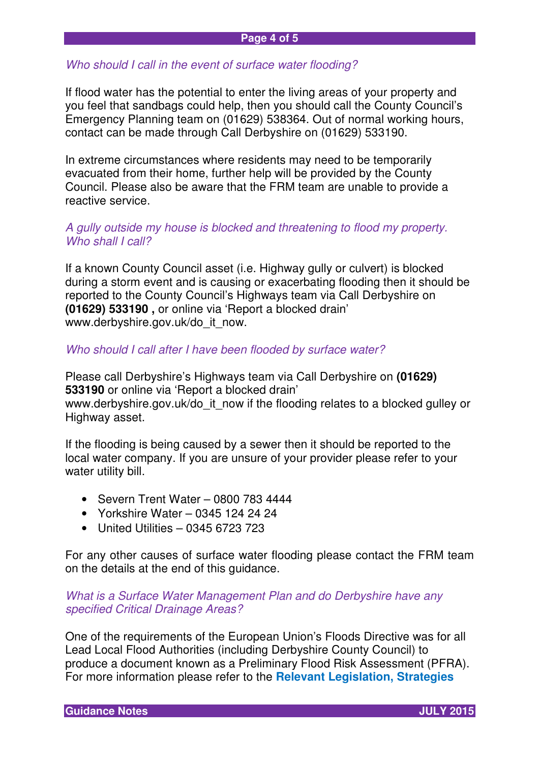*Who should I call in the event of surface water flooding?*

If flood water has the potential to enter the living areas of your property and you feel that sandbags could help, then you should call the County Council's Emergency Planning team on (01629) 538364. Out of normal working hours, contact can be made through Call Derbyshire on (01629) 533190.

In extreme circumstances where residents may need to be temporarily evacuated from their home, further help will be provided by the County Council. Please also be aware that the FRM team are unable to provide a reactive service.

*A gully outside my house is blocked and threatening to flood my property. Who shall I call?*

If a known County Council asset (i.e. Highway gully or culvert) is blocked during a storm event and is causing or exacerbating flooding then it should be reported to the County Council's Highways team via Call Derbyshire on **(01629) 533190 ,** or online via 'Report a blocked drain' www.derbyshire.gov.uk/do_it_now.

*Who should I call after I have been flooded by surface water?*

Please call Derbyshire's Highways team via Call Derbyshire on **(01629) 533190** or online via 'Report a blocked drain' www.derbyshire.gov.uk/do_it_now if the flooding relates to a blocked gulley or Highway asset.

If the flooding is being caused by a sewer then it should be reported to the local water company. If you are unsure of your provider please refer to your water utility bill.

- Severn Trent Water – 0800 783 4444
- Yorkshire Water – 0345 124 24 24
- United Utilities – 0345 6723 723

For any other causes of surface water flooding please contact the FRM team on the details at the end of this guidance.

*What is a Surface Water Management Plan and do Derbyshire have any specified Critical Drainage Areas?*

One of the requirements of the European Union's Floods Directive was for all Lead Local Flood Authorities (including Derbyshire County Council) to produce a document known as a Preliminary Flood Risk Assessment (PFRA). For more information please refer to the **Relevant Legislation, Strategies**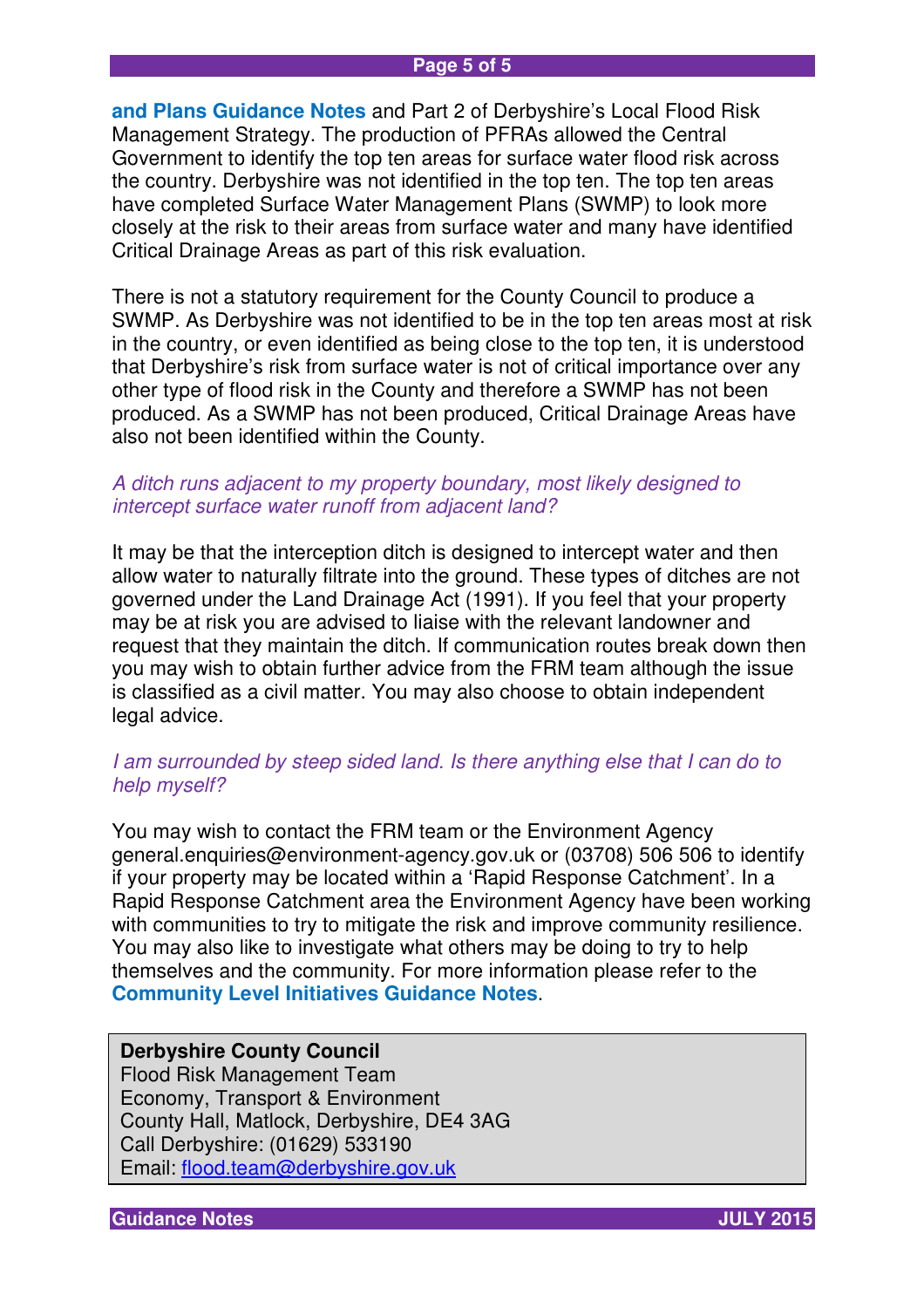**and Plans Guidance Notes** and Part 2 of Derbyshire's Local Flood Risk Management Strategy. The production of PFRAs allowed the Central Government to identify the top ten areas for surface water flood risk across the country. Derbyshire was not identified in the top ten. The top ten areas have completed Surface Water Management Plans (SWMP) to look more closely at the risk to their areas from surface water and many have identified Critical Drainage Areas as part of this risk evaluation.

There is not a statutory requirement for the County Council to produce a SWMP. As Derbyshire was not identified to be in the top ten areas most at risk in the country, or even identified as being close to the top ten, it is understood that Derbyshire's risk from surface water is not of critical importance over any other type of flood risk in the County and therefore a SWMP has not been produced. As a SWMP has not been produced, Critical Drainage Areas have also not been identified within the County.

*A ditch runs adjacent to my property boundary, most likely designed to intercept surface water runoff from adjacent land?*

It may be that the interception ditch is designed to intercept water and then allow water to naturally filtrate into the ground. These types of ditches are not governed under the Land Drainage Act (1991). If you feel that your property may be at risk you are advised to liaise with the relevant landowner and request that they maintain the ditch. If communication routes break down then you may wish to obtain further advice from the FRM team although the issue is classified as a civil matter. You may also choose to obtain independent legal advice.

*I am surrounded by steep sided land. Is there anything else that I can do to help myself?*

You may wish to contact the FRM team or the Environment Agency general.enquiries@environment-agency.gov.uk or (03708) 506 506 to identify if your property may be located within a 'Rapid Response Catchment'. In a Rapid Response Catchment area the Environment Agency have been working with communities to try to mitigate the risk and improve community resilience. You may also like to investigate what others may be doing to try to help themselves and the community. For more information please refer to the **Community Level Initiatives Guidance Notes**.

**Derbyshire County Council**
Flood Risk Management Team
Economy, Transport & Environment
County Hall, Matlock, Derbyshire, DE4 3AG
Call Derbyshire: (01629) 533190
Email: flood.team@derbyshire.gov.uk